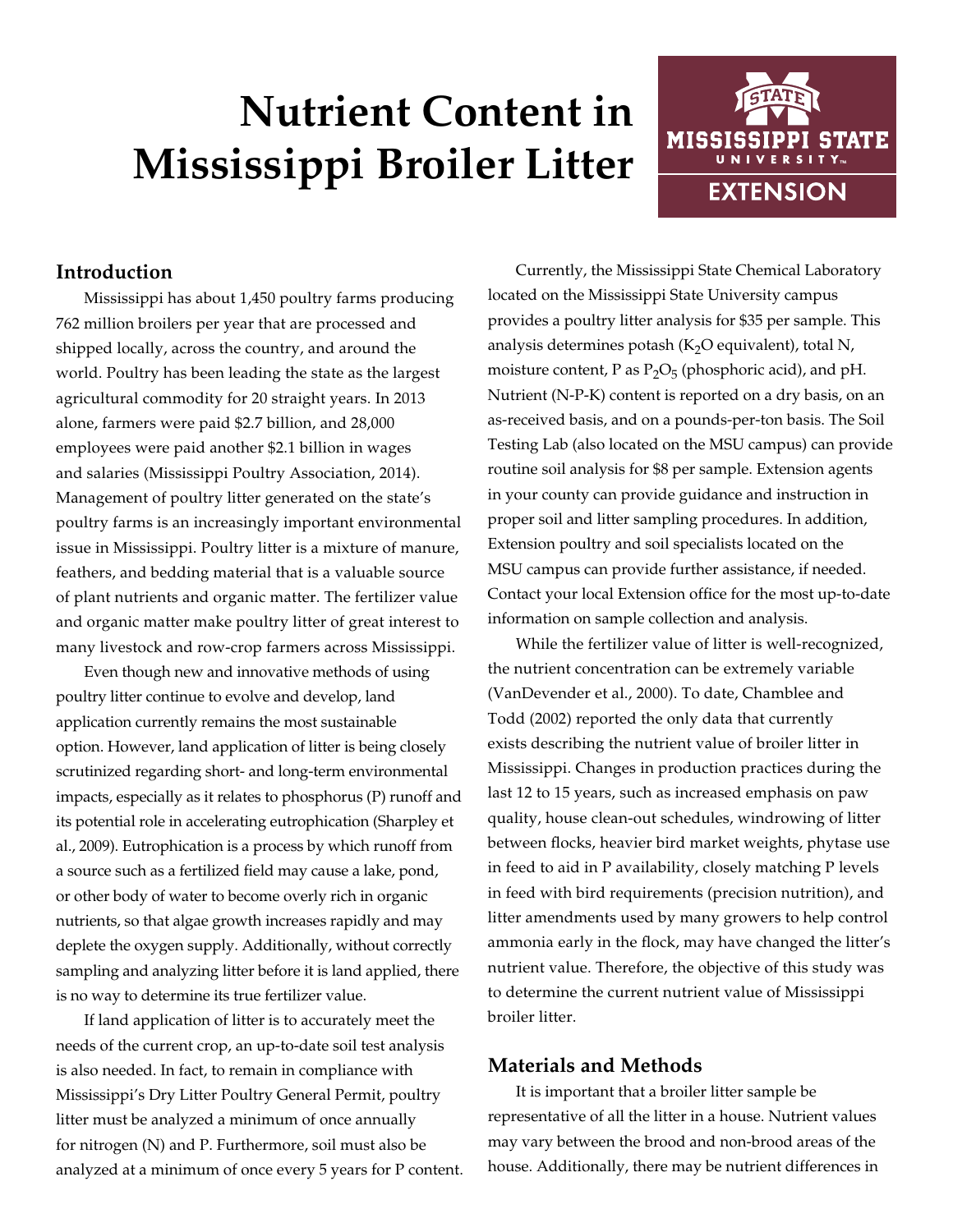# Nutrient Content in Mississippi Broiler Litter

## Introduction

Mississippi has about 1,450 poultry farms producing 762 million broilers per year that are processed and shipped locally, across the country, and around the world. Poultry has been leading the state as the largest agricultural commodity for 20 straight years. In 2013 alone, farmers were paid $2.7 billion, and 28,000 employees were paid another $2.1 billion in wages and salaries (Mississippi Poultry Association, 2014). Management of poultry litter generated on the state's poultry farms is an increasingly important environmental issue in Mississippi. Poultry litter is a mixture of manure, feathers, and bedding material that is a valuable source of plant nutrients and organic matter. The fertilizer value and organic matter make poultry litter of great interest to many livestock and row-crop farmers across Mississippi.

Even though new and innovative methods of using poultry litter continue to evolve and develop, land application currently remains the most sustainable option. However, land application of litter is being closely scrutinized regarding short- and long-term environmental impacts, especially as it relates to phosphorus (P) runoff and its potential role in accelerating eutrophication (Sharpley et al., 2009). Eutrophication is a process by which runoff from a source such as a fertilized field may cause a lake, pond, or other body of water to become overly rich in organic nutrients, so that algae growth increases rapidly and may deplete the oxygen supply. Additionally, without correctly sampling and analyzing litter before it is land applied, there is no way to determine its true fertilizer value.

If land application of litter is to accurately meet the needs of the current crop, an up-to-date soil test analysis is also needed. In fact, to remain in compliance with Mississippi's Dry Litter Poultry General Permit, poultry litter must be analyzed a minimum of once annually for nitrogen (N) and P. Furthermore, soil must also be analyzed at a minimum of once every 5 years for P content.

Currently, the Mississippi State Chemical Laboratory located on the Mississippi State University campus provides a poultry litter analysis for $35 per sample. This analysis determines potash ($K_2O$ equivalent), total N, moisture content, P as $P_2O_5$ (phosphoric acid), and pH. Nutrient (N-P-K) content is reported on a dry basis, on an as-received basis, and on a pounds-per-ton basis. The Soil Testing Lab (also located on the MSU campus) can provide routine soil analysis for $8 per sample. Extension agents in your county can provide guidance and instruction in proper soil and litter sampling procedures. In addition, Extension poultry and soil specialists located on the MSU campus can provide further assistance, if needed. Contact your local Extension office for the most up-to-date information on sample collection and analysis.

While the fertilizer value of litter is well-recognized, the nutrient concentration can be extremely variable (VanDevender et al., 2000). To date, Chamblee and Todd (2002) reported the only data that currently exists describing the nutrient value of broiler litter in Mississippi. Changes in production practices during the last 12 to 15 years, such as increased emphasis on paw quality, house clean-out schedules, windrowing of litter between flocks, heavier bird market weights, phytase use in feed to aid in P availability, closely matching P levels in feed with bird requirements (precision nutrition), and litter amendments used by many growers to help control ammonia early in the flock, may have changed the litter's nutrient value. Therefore, the objective of this study was to determine the current nutrient value of Mississippi broiler litter.

## Materials and Methods

It is important that a broiler litter sample be representative of all the litter in a house. Nutrient values may vary between the brood and non-brood areas of the house. Additionally, there may be nutrient differences in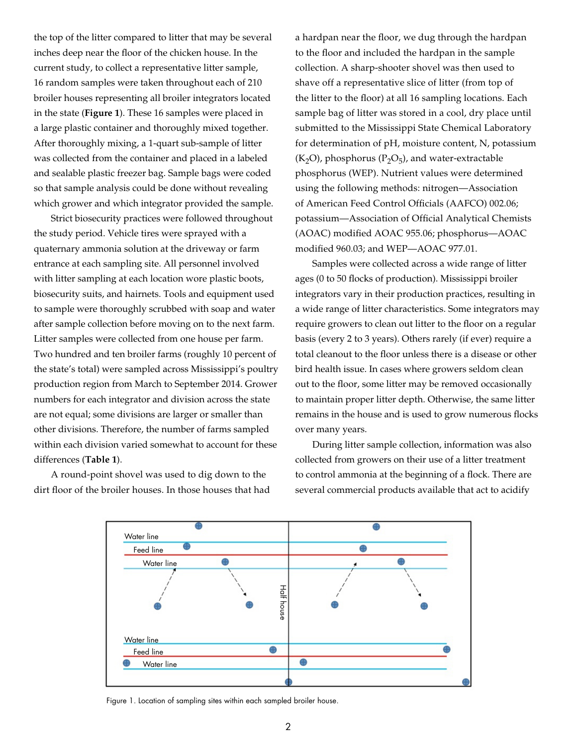the top of the litter compared to litter that may be several inches deep near the floor of the chicken house. In the current study, to collect a representative litter sample, 16 random samples were taken throughout each of 210 broiler houses representing all broiler integrators located in the state (**Figure 1**). These 16 samples were placed in a large plastic container and thoroughly mixed together. After thoroughly mixing, a 1-quart sub-sample of litter was collected from the container and placed in a labeled and sealable plastic freezer bag. Sample bags were coded so that sample analysis could be done without revealing which grower and which integrator provided the sample.

Strict biosecurity practices were followed throughout the study period. Vehicle tires were sprayed with a quaternary ammonia solution at the driveway or farm entrance at each sampling site. All personnel involved with litter sampling at each location wore plastic boots, biosecurity suits, and hairnets. Tools and equipment used to sample were thoroughly scrubbed with soap and water after sample collection before moving on to the next farm. Litter samples were collected from one house per farm. Two hundred and ten broiler farms (roughly 10 percent of the state's total) were sampled across Mississippi's poultry production region from March to September 2014. Grower numbers for each integrator and division across the state are not equal; some divisions are larger or smaller than other divisions. Therefore, the number of farms sampled within each division varied somewhat to account for these differences (**Table 1**).

A round-point shovel was used to dig down to the dirt floor of the broiler houses. In those houses that had a hardpan near the floor, we dug through the hardpan to the floor and included the hardpan in the sample collection. A sharp-shooter shovel was then used to shave off a representative slice of litter (from top of the litter to the floor) at all 16 sampling locations. Each sample bag of litter was stored in a cool, dry place until submitted to the Mississippi State Chemical Laboratory for determination of pH, moisture content, N, potassium ($K_2O$), phosphorus ($P_2O_5$), and water-extractable phosphorus (WEP). Nutrient values were determined using the following methods: nitrogen—Association of American Feed Control Officials (AAFCO) 002.06; potassium—Association of Official Analytical Chemists (AOAC) modified AOAC 955.06; phosphorus—AOAC modified 960.03; and WEP—AOAC 977.01.

Samples were collected across a wide range of litter ages (0 to 50 flocks of production). Mississippi broiler integrators vary in their production practices, resulting in a wide range of litter characteristics. Some integrators may require growers to clean out litter to the floor on a regular basis (every 2 to 3 years). Others rarely (if ever) require a total cleanout to the floor unless there is a disease or other bird health issue. In cases where growers seldom clean out to the floor, some litter may be removed occasionally to maintain proper litter depth. Otherwise, the same litter remains in the house and is used to grow numerous flocks over many years.

During litter sample collection, information was also collected from growers on their use of a litter treatment to control ammonia at the beginning of a flock. There are several commercial products available that act to acidify

Figure 1. Location of sampling sites within each sampled broiler house.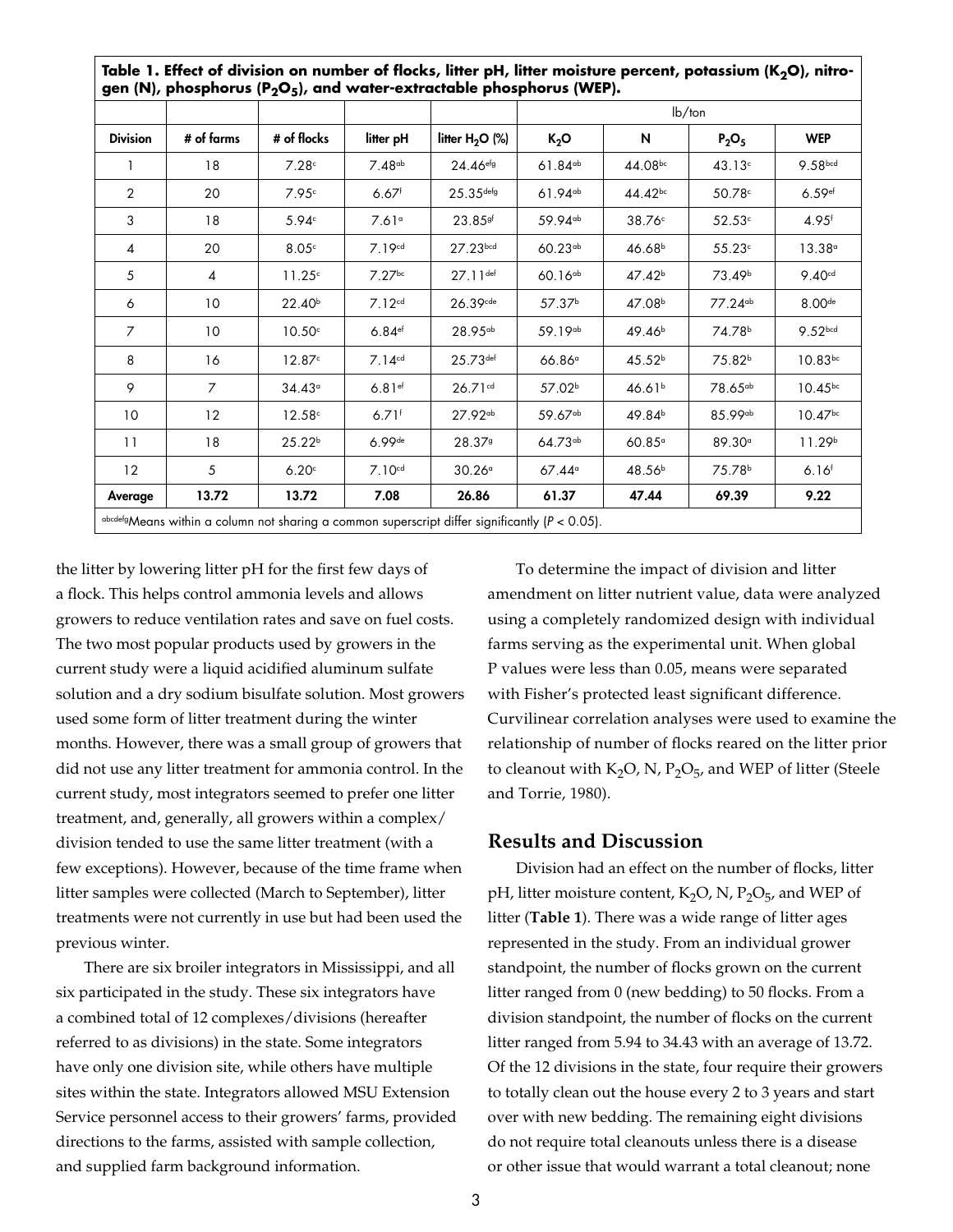**Table 1. Effect of division on number of flocks, litter pH, litter moisture percent, potassium ($K_2O$), nitrogen (N), phosphorus ($P_2O_5$), and water-extractable phosphorus (WEP).**

| | | | | | lb/ton | | | |
|---|---|---|---|---|---|---|---|---|
| **Division** | **# of farms** | **# of flocks** | **litter pH** | **litter $H_2O$ (%)** | **$K_2O$** | **N** | **$P_2O_5$** | **WEP** |
| 1 | 18 | $7.28^{c}$ | $7.48^{ab}$ | $24.46^{efg}$ | $61.84^{ab}$ | $44.08^{bc}$ | $43.13^{c}$ | $9.58^{bcd}$ |
| 2 | 20 | $7.95^{c}$ | $6.67^{f}$ | $25.35^{defg}$ | $61.94^{ab}$ | $44.42^{bc}$ | $50.78^{c}$ | $6.59^{ef}$ |
| 3 | 18 | $5.94^{c}$ | $7.61^{a}$ | $23.85^{gf}$ | $59.94^{ab}$ | $38.76^{c}$ | $52.53^{c}$ | $4.95^{f}$ |
| 4 | 20 | $8.05^{c}$ | $7.19^{cd}$ | $27.23^{bcd}$ | $60.23^{ab}$ | $46.68^{b}$ | $55.23^{c}$ | $13.38^{a}$ |
| 5 | 4 | $11.25^{c}$ | $7.27^{bc}$ | $27.11^{def}$ | $60.16^{ab}$ | $47.42^{b}$ | $73.49^{b}$ | $9.40^{cd}$ |
| 6 | 10 | $22.40^{b}$ | $7.12^{cd}$ | $26.39^{cde}$ | $57.37^{b}$ | $47.08^{b}$ | $77.24^{ab}$ | $8.00^{de}$ |
| 7 | 10 | $10.50^{c}$ | $6.84^{ef}$ | $28.95^{ab}$ | $59.19^{ab}$ | $49.46^{b}$ | $74.78^{b}$ | $9.52^{bcd}$ |
| 8 | 16 | $12.87^{c}$ | $7.14^{cd}$ | $25.73^{def}$ | $66.86^{a}$ | $45.52^{b}$ | $75.82^{b}$ | $10.83^{bc}$ |
| 9 | 7 | $34.43^{a}$ | $6.81^{ef}$ | $26.71^{cd}$ | $57.02^{b}$ | $46.61^{b}$ | $78.65^{ab}$ | $10.45^{bc}$ |
| 10 | 12 | $12.58^{c}$ | $6.71^{f}$ | $27.92^{ab}$ | $59.67^{ab}$ | $49.84^{b}$ | $85.99^{ab}$ | $10.47^{bc}$ |
| 11 | 18 | $25.22^{b}$ | $6.99^{de}$ | $28.37^{g}$ | $64.73^{ab}$ | $60.85^{a}$ | $89.30^{a}$ | $11.29^{b}$ |
| 12 | 5 | $6.20^{c}$ | $7.10^{cd}$ | $30.26^{a}$ | $67.44^{a}$ | $48.56^{b}$ | $75.78^{b}$ | $6.16^{f}$ |
| **Average** | **13.72** | **13.72** | **7.08** | **26.86** | **61.37** | **47.44** | **69.39** | **9.22** |

abcdefgMeans within a column not sharing a common superscript differ significantly ($P < 0.05$).

the litter by lowering litter pH for the first few days of a flock. This helps control ammonia levels and allows growers to reduce ventilation rates and save on fuel costs. The two most popular products used by growers in the current study were a liquid acidified aluminum sulfate solution and a dry sodium bisulfate solution. Most growers used some form of litter treatment during the winter months. However, there was a small group of growers that did not use any litter treatment for ammonia control. In the current study, most integrators seemed to prefer one litter treatment, and, generally, all growers within a complex/division tended to use the same litter treatment (with a few exceptions). However, because of the time frame when litter samples were collected (March to September), litter treatments were not currently in use but had been used the previous winter.

There are six broiler integrators in Mississippi, and all six participated in the study. These six integrators have a combined total of 12 complexes/divisions (hereafter referred to as divisions) in the state. Some integrators have only one division site, while others have multiple sites within the state. Integrators allowed MSU Extension Service personnel access to their growers' farms, provided directions to the farms, assisted with sample collection, and supplied farm background information.

To determine the impact of division and litter amendment on litter nutrient value, data were analyzed using a completely randomized design with individual farms serving as the experimental unit. When global P values were less than 0.05, means were separated with Fisher's protected least significant difference. Curvilinear correlation analyses were used to examine the relationship of number of flocks reared on the litter prior to cleanout with $K_2O$, N, $P_2O_5$, and WEP of litter (Steele and Torrie, 1980).

## Results and Discussion

Division had an effect on the number of flocks, litter pH, litter moisture content, $K_2O$, N, $P_2O_5$, and WEP of litter (**Table 1**). There was a wide range of litter ages represented in the study. From an individual grower standpoint, the number of flocks grown on the current litter ranged from 0 (new bedding) to 50 flocks. From a division standpoint, the number of flocks on the current litter ranged from 5.94 to 34.43 with an average of 13.72. Of the 12 divisions in the state, four require their growers to totally clean out the house every 2 to 3 years and start over with new bedding. The remaining eight divisions do not require total cleanouts unless there is a disease or other issue that would warrant a total cleanout; none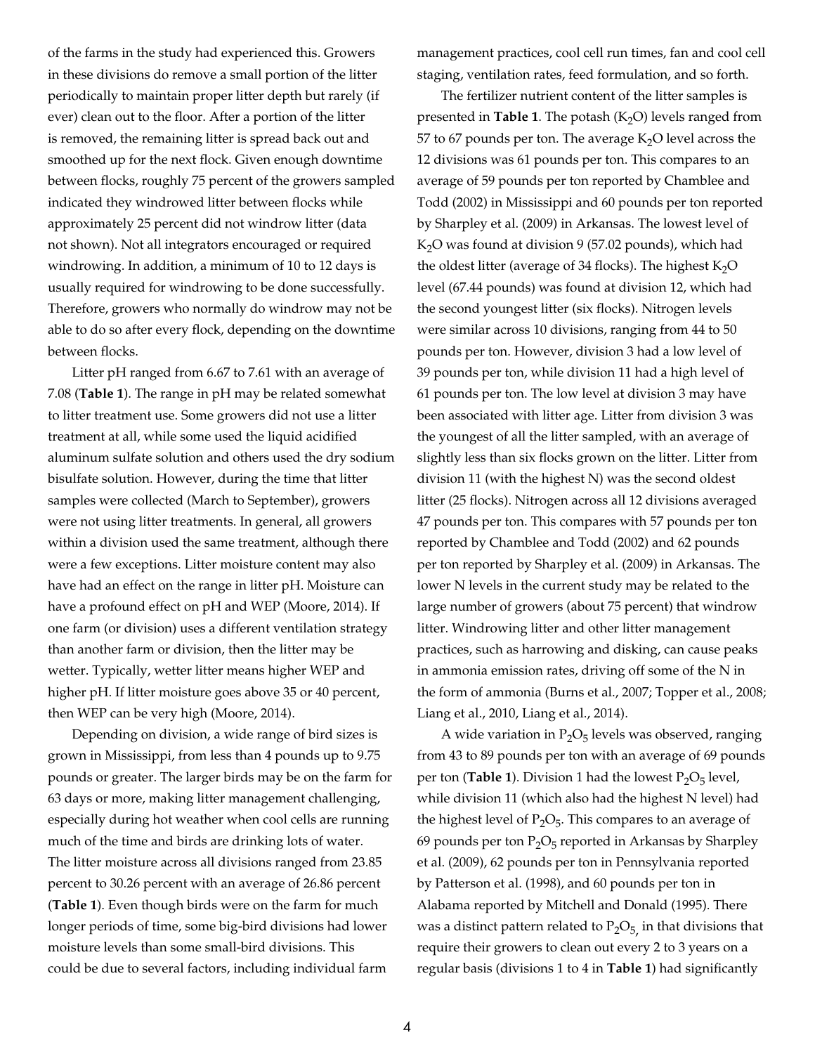of the farms in the study had experienced this. Growers in these divisions do remove a small portion of the litter periodically to maintain proper litter depth but rarely (if ever) clean out to the floor. After a portion of the litter is removed, the remaining litter is spread back out and smoothed up for the next flock. Given enough downtime between flocks, roughly 75 percent of the growers sampled indicated they windrowed litter between flocks while approximately 25 percent did not windrow litter (data not shown). Not all integrators encouraged or required windrowing. In addition, a minimum of 10 to 12 days is usually required for windrowing to be done successfully. Therefore, growers who normally do windrow may not be able to do so after every flock, depending on the downtime between flocks.

Litter pH ranged from 6.67 to 7.61 with an average of 7.08 (**Table 1**). The range in pH may be related somewhat to litter treatment use. Some growers did not use a litter treatment at all, while some used the liquid acidified aluminum sulfate solution and others used the dry sodium bisulfate solution. However, during the time that litter samples were collected (March to September), growers were not using litter treatments. In general, all growers within a division used the same treatment, although there were a few exceptions. Litter moisture content may also have had an effect on the range in litter pH. Moisture can have a profound effect on pH and WEP (Moore, 2014). If one farm (or division) uses a different ventilation strategy than another farm or division, then the litter may be wetter. Typically, wetter litter means higher WEP and higher pH. If litter moisture goes above 35 or 40 percent, then WEP can be very high (Moore, 2014).

Depending on division, a wide range of bird sizes is grown in Mississippi, from less than 4 pounds up to 9.75 pounds or greater. The larger birds may be on the farm for 63 days or more, making litter management challenging, especially during hot weather when cool cells are running much of the time and birds are drinking lots of water. The litter moisture across all divisions ranged from 23.85 percent to 30.26 percent with an average of 26.86 percent (**Table 1**). Even though birds were on the farm for much longer periods of time, some big-bird divisions had lower moisture levels than some small-bird divisions. This could be due to several factors, including individual farm management practices, cool cell run times, fan and cool cell staging, ventilation rates, feed formulation, and so forth.

The fertilizer nutrient content of the litter samples is presented in **Table 1**. The potash ($K_2O$) levels ranged from 57 to 67 pounds per ton. The average $K_2O$ level across the 12 divisions was 61 pounds per ton. This compares to an average of 59 pounds per ton reported by Chamblee and Todd (2002) in Mississippi and 60 pounds per ton reported by Sharpley et al. (2009) in Arkansas. The lowest level of $K_2O$ was found at division 9 (57.02 pounds), which had the oldest litter (average of 34 flocks). The highest $K_2O$ level (67.44 pounds) was found at division 12, which had the second youngest litter (six flocks). Nitrogen levels were similar across 10 divisions, ranging from 44 to 50 pounds per ton. However, division 3 had a low level of 39 pounds per ton, while division 11 had a high level of 61 pounds per ton. The low level at division 3 may have been associated with litter age. Litter from division 3 was the youngest of all the litter sampled, with an average of slightly less than six flocks grown on the litter. Litter from division 11 (with the highest N) was the second oldest litter (25 flocks). Nitrogen across all 12 divisions averaged 47 pounds per ton. This compares with 57 pounds per ton reported by Chamblee and Todd (2002) and 62 pounds per ton reported by Sharpley et al. (2009) in Arkansas. The lower N levels in the current study may be related to the large number of growers (about 75 percent) that windrow litter. Windrowing litter and other litter management practices, such as harrowing and disking, can cause peaks in ammonia emission rates, driving off some of the N in the form of ammonia (Burns et al., 2007; Topper et al., 2008; Liang et al., 2010, Liang et al., 2014).

A wide variation in $P_2O_5$ levels was observed, ranging from 43 to 89 pounds per ton with an average of 69 pounds per ton (**Table 1**). Division 1 had the lowest $P_2O_5$ level, while division 11 (which also had the highest N level) had the highest level of $P_2O_5$. This compares to an average of 69 pounds per ton $P_2O_5$ reported in Arkansas by Sharpley et al. (2009), 62 pounds per ton in Pennsylvania reported by Patterson et al. (1998), and 60 pounds per ton in Alabama reported by Mitchell and Donald (1995). There was a distinct pattern related to $P_2O_5$, in that divisions that require their growers to clean out every 2 to 3 years on a regular basis (divisions 1 to 4 in **Table 1**) had significantly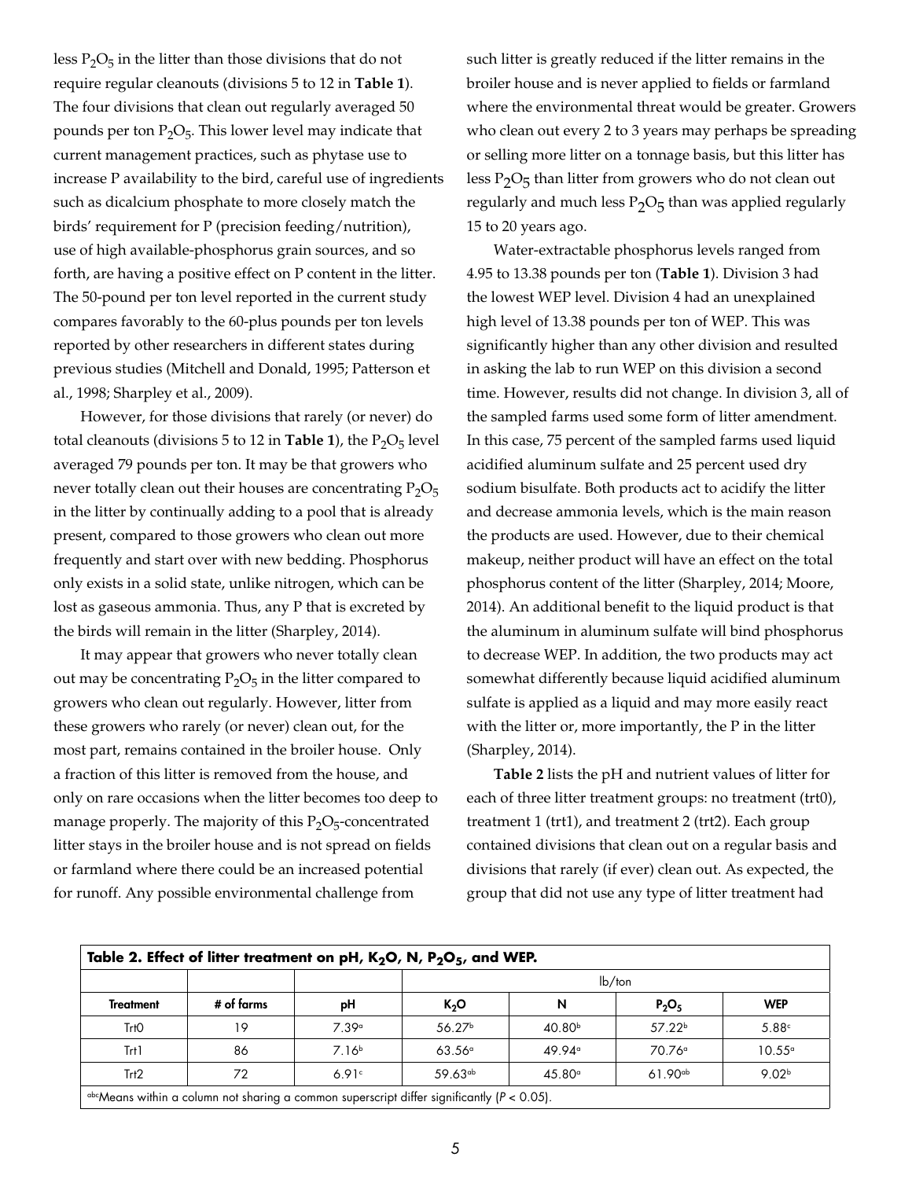less $P_2O_5$ in the litter than those divisions that do not require regular cleanouts (divisions 5 to 12 in **Table 1**). The four divisions that clean out regularly averaged 50 pounds per ton $P_2O_5$. This lower level may indicate that current management practices, such as phytase use to increase P availability to the bird, careful use of ingredients such as dicalcium phosphate to more closely match the birds' requirement for P (precision feeding/nutrition), use of high available-phosphorus grain sources, and so forth, are having a positive effect on P content in the litter. The 50-pound per ton level reported in the current study compares favorably to the 60-plus pounds per ton levels reported by other researchers in different states during previous studies (Mitchell and Donald, 1995; Patterson et al., 1998; Sharpley et al., 2009).

However, for those divisions that rarely (or never) do total cleanouts (divisions 5 to 12 in **Table 1**), the $P_2O_5$ level averaged 79 pounds per ton. It may be that growers who never totally clean out their houses are concentrating $P_2O_5$ in the litter by continually adding to a pool that is already present, compared to those growers who clean out more frequently and start over with new bedding. Phosphorus only exists in a solid state, unlike nitrogen, which can be lost as gaseous ammonia. Thus, any P that is excreted by the birds will remain in the litter (Sharpley, 2014).

It may appear that growers who never totally clean out may be concentrating $P_2O_5$ in the litter compared to growers who clean out regularly. However, litter from these growers who rarely (or never) clean out, for the most part, remains contained in the broiler house. Only a fraction of this litter is removed from the house, and only on rare occasions when the litter becomes too deep to manage properly. The majority of this $P_2O_5$-concentrated litter stays in the broiler house and is not spread on fields or farmland where there could be an increased potential for runoff. Any possible environmental challenge from such litter is greatly reduced if the litter remains in the broiler house and is never applied to fields or farmland where the environmental threat would be greater. Growers who clean out every 2 to 3 years may perhaps be spreading or selling more litter on a tonnage basis, but this litter has less $P_2O_5$ than litter from growers who do not clean out regularly and much less $P_2O_5$ than was applied regularly 15 to 20 years ago.

Water-extractable phosphorus levels ranged from 4.95 to 13.38 pounds per ton (**Table 1**). Division 3 had the lowest WEP level. Division 4 had an unexplained high level of 13.38 pounds per ton of WEP. This was significantly higher than any other division and resulted in asking the lab to run WEP on this division a second time. However, results did not change. In division 3, all of the sampled farms used some form of litter amendment. In this case, 75 percent of the sampled farms used liquid acidified aluminum sulfate and 25 percent used dry sodium bisulfate. Both products act to acidify the litter and decrease ammonia levels, which is the main reason the products are used. However, due to their chemical makeup, neither product will have an effect on the total phosphorus content of the litter (Sharpley, 2014; Moore, 2014). An additional benefit to the liquid product is that the aluminum in aluminum sulfate will bind phosphorus to decrease WEP. In addition, the two products may act somewhat differently because liquid acidified aluminum sulfate is applied as a liquid and may more easily react with the litter or, more importantly, the P in the litter (Sharpley, 2014).

**Table 2** lists the pH and nutrient values of litter for each of three litter treatment groups: no treatment (trt0), treatment 1 (trt1), and treatment 2 (trt2). Each group contained divisions that clean out on a regular basis and divisions that rarely (if ever) clean out. As expected, the group that did not use any type of litter treatment had

**Table 2. Effect of litter treatment on pH, $K_2O$, N, $P_2O_5$, and WEP.**

| | | | lb/ton | | | |
|---|---|---|---|---|---|---|
| **Treatment** | **# of farms** | **pH** | **$K_2O$** | **N** | **$P_2O_5$** | **WEP** |
| Trt0 | 19 | 7.39[a] | 56.27[b] | 40.80[b] | 57.22[b] | 5.88[c] |
| Trt1 | 86 | 7.16[b] | 63.56[a] | 49.94[a] | 70.76[a] | 10.55[a] |
| Trt2 | 72 | 6.91[c] | 59.63[ab] | 45.80[a] | 61.90[ab] | 9.02[b] |

[abc]Means within a column not sharing a common superscript differ significantly ($P < 0.05$).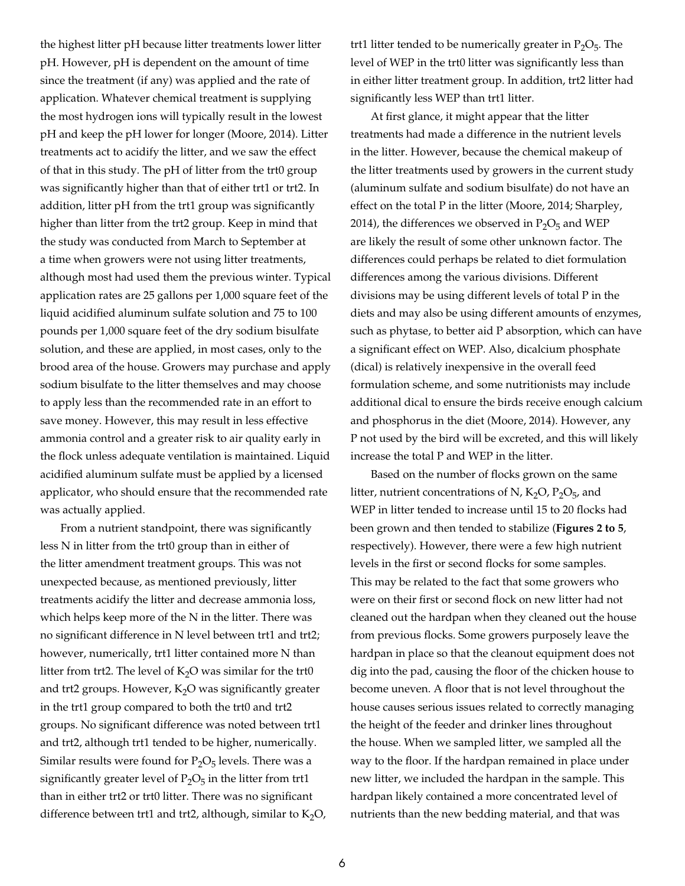the highest litter pH because litter treatments lower litter pH. However, pH is dependent on the amount of time since the treatment (if any) was applied and the rate of application. Whatever chemical treatment is supplying the most hydrogen ions will typically result in the lowest pH and keep the pH lower for longer (Moore, 2014). Litter treatments act to acidify the litter, and we saw the effect of that in this study. The pH of litter from the trt0 group was significantly higher than that of either trt1 or trt2. In addition, litter pH from the trt1 group was significantly higher than litter from the trt2 group. Keep in mind that the study was conducted from March to September at a time when growers were not using litter treatments, although most had used them the previous winter. Typical application rates are 25 gallons per 1,000 square feet of the liquid acidified aluminum sulfate solution and 75 to 100 pounds per 1,000 square feet of the dry sodium bisulfate solution, and these are applied, in most cases, only to the brood area of the house. Growers may purchase and apply sodium bisulfate to the litter themselves and may choose to apply less than the recommended rate in an effort to save money. However, this may result in less effective ammonia control and a greater risk to air quality early in the flock unless adequate ventilation is maintained. Liquid acidified aluminum sulfate must be applied by a licensed applicator, who should ensure that the recommended rate was actually applied.

From a nutrient standpoint, there was significantly less N in litter from the trt0 group than in either of the litter amendment treatment groups. This was not unexpected because, as mentioned previously, litter treatments acidify the litter and decrease ammonia loss, which helps keep more of the N in the litter. There was no significant difference in N level between trt1 and trt2; however, numerically, trt1 litter contained more N than litter from trt2. The level of $K_2O$ was similar for the trt0 and trt2 groups. However, $K_2O$ was significantly greater in the trt1 group compared to both the trt0 and trt2 groups. No significant difference was noted between trt1 and trt2, although trt1 tended to be higher, numerically. Similar results were found for $P_2O_5$ levels. There was a significantly greater level of $P_2O_5$ in the litter from trt1 than in either trt2 or trt0 litter. There was no significant difference between trt1 and trt2, although, similar to $K_2O$, trt1 litter tended to be numerically greater in $P_2O_5$. The level of WEP in the trt0 litter was significantly less than in either litter treatment group. In addition, trt2 litter had significantly less WEP than trt1 litter.

At first glance, it might appear that the litter treatments had made a difference in the nutrient levels in the litter. However, because the chemical makeup of the litter treatments used by growers in the current study (aluminum sulfate and sodium bisulfate) do not have an effect on the total P in the litter (Moore, 2014; Sharpley, 2014), the differences we observed in $P_2O_5$ and WEP are likely the result of some other unknown factor. The differences could perhaps be related to diet formulation differences among the various divisions. Different divisions may be using different levels of total P in the diets and may also be using different amounts of enzymes, such as phytase, to better aid P absorption, which can have a significant effect on WEP. Also, dicalcium phosphate (dical) is relatively inexpensive in the overall feed formulation scheme, and some nutritionists may include additional dical to ensure the birds receive enough calcium and phosphorus in the diet (Moore, 2014). However, any P not used by the bird will be excreted, and this will likely increase the total P and WEP in the litter.

Based on the number of flocks grown on the same litter, nutrient concentrations of N, $K_2O$, $P_2O_5$, and WEP in litter tended to increase until 15 to 20 flocks had been grown and then tended to stabilize (**Figures 2 to 5**, respectively). However, there were a few high nutrient levels in the first or second flocks for some samples. This may be related to the fact that some growers who were on their first or second flock on new litter had not cleaned out the hardpan when they cleaned out the house from previous flocks. Some growers purposely leave the hardpan in place so that the cleanout equipment does not dig into the pad, causing the floor of the chicken house to become uneven. A floor that is not level throughout the house causes serious issues related to correctly managing the height of the feeder and drinker lines throughout the house. When we sampled litter, we sampled all the way to the floor. If the hardpan remained in place under new litter, we included the hardpan in the sample. This hardpan likely contained a more concentrated level of nutrients than the new bedding material, and that was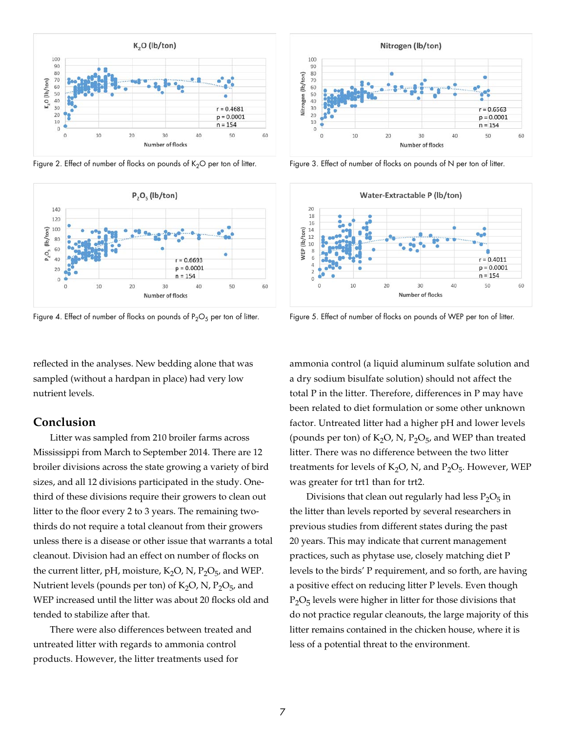Figure 2. Effect of number of flocks on pounds of $K_2O$ per ton of litter.

Figure 3. Effect of number of flocks on pounds of N per ton of litter.

Figure 4. Effect of number of flocks on pounds of $P_2O_5$ per ton of litter.

Figure 5. Effect of number of flocks on pounds of WEP per ton of litter.

reflected in the analyses. New bedding alone that was sampled (without a hardpan in place) had very low nutrient levels.

## Conclusion

Litter was sampled from 210 broiler farms across Mississippi from March to September 2014. There are 12 broiler divisions across the state growing a variety of bird sizes, and all 12 divisions participated in the study. One-third of these divisions require their growers to clean out litter to the floor every 2 to 3 years. The remaining two-thirds do not require a total cleanout from their growers unless there is a disease or other issue that warrants a total cleanout. Division had an effect on number of flocks on the current litter, pH, moisture, $K_2O$, N, $P_2O_5$, and WEP. Nutrient levels (pounds per ton) of $K_2O$, N, $P_2O_5$, and WEP increased until the litter was about 20 flocks old and tended to stabilize after that.

There were also differences between treated and untreated litter with regards to ammonia control products. However, the litter treatments used for ammonia control (a liquid aluminum sulfate solution and a dry sodium bisulfate solution) should not affect the total P in the litter. Therefore, differences in P may have been related to diet formulation or some other unknown factor. Untreated litter had a higher pH and lower levels (pounds per ton) of $K_2O$, N, $P_2O_5$, and WEP than treated litter. There was no difference between the two litter treatments for levels of $K_2O$, N, and $P_2O_5$. However, WEP was greater for trt1 than for trt2.

Divisions that clean out regularly had less $P_2O_5$ in the litter than levels reported by several researchers in previous studies from different states during the past 20 years. This may indicate that current management practices, such as phytase use, closely matching diet P levels to the birds' P requirement, and so forth, are having a positive effect on reducing litter P levels. Even though $P_2O_5$ levels were higher in litter for those divisions that do not practice regular cleanouts, the large majority of this litter remains contained in the chicken house, where it is less of a potential threat to the environment.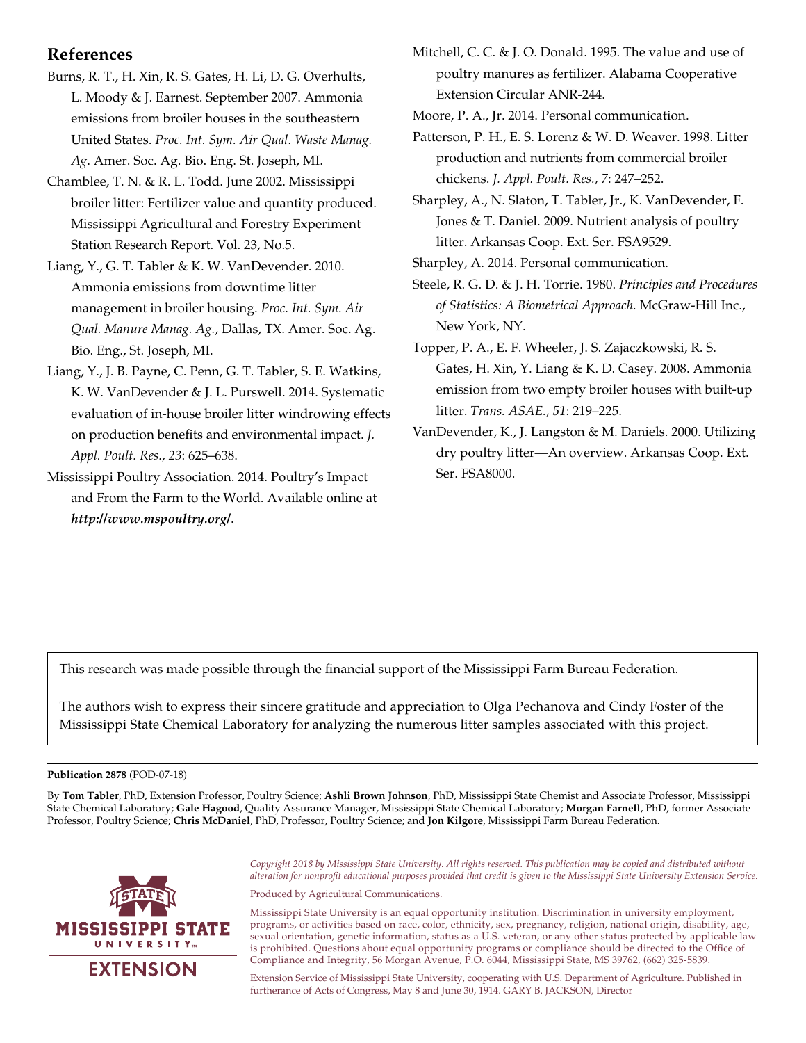## References

Burns, R. T., H. Xin, R. S. Gates, H. Li, D. G. Overhults, L. Moody & J. Earnest. September 2007. Ammonia emissions from broiler houses in the southeastern United States. *Proc. Int. Sym. Air Qual. Waste Manag. Ag*. Amer. Soc. Ag. Bio. Eng. St. Joseph, MI.

Chamblee, T. N. & R. L. Todd. June 2002. Mississippi broiler litter: Fertilizer value and quantity produced. Mississippi Agricultural and Forestry Experiment Station Research Report. Vol. 23, No.5.

Liang, Y., G. T. Tabler & K. W. VanDevender. 2010. Ammonia emissions from downtime litter management in broiler housing. *Proc. Int. Sym. Air Qual. Manure Manag. Ag.*, Dallas, TX. Amer. Soc. Ag. Bio. Eng., St. Joseph, MI.

Liang, Y., J. B. Payne, C. Penn, G. T. Tabler, S. E. Watkins, K. W. VanDevender & J. L. Purswell. 2014. Systematic evaluation of in-house broiler litter windrowing effects on production benefits and environmental impact. *J. Appl. Poult. Res., 23*: 625–638.

Mississippi Poultry Association. 2014. Poultry's Impact and From the Farm to the World. Available online at ***http://www.mspoultry.org/***.

Mitchell, C. C. & J. O. Donald. 1995. The value and use of poultry manures as fertilizer. Alabama Cooperative Extension Circular ANR-244.

Moore, P. A., Jr. 2014. Personal communication.

Patterson, P. H., E. S. Lorenz & W. D. Weaver. 1998. Litter production and nutrients from commercial broiler chickens. *J. Appl. Poult. Res., 7*: 247–252.

Sharpley, A., N. Slaton, T. Tabler, Jr., K. VanDevender, F. Jones & T. Daniel. 2009. Nutrient analysis of poultry litter. Arkansas Coop. Ext. Ser. FSA9529.

Sharpley, A. 2014. Personal communication.

Steele, R. G. D. & J. H. Torrie. 1980. *Principles and Procedures of Statistics: A Biometrical Approach.* McGraw-Hill Inc., New York, NY.

Topper, P. A., E. F. Wheeler, J. S. Zajaczkowski, R. S. Gates, H. Xin, Y. Liang & K. D. Casey. 2008. Ammonia emission from two empty broiler houses with built-up litter. *Trans. ASAE., 51*: 219–225.

VanDevender, K., J. Langston & M. Daniels. 2000. Utilizing dry poultry litter—An overview. Arkansas Coop. Ext. Ser. FSA8000.

This research was made possible through the financial support of the Mississippi Farm Bureau Federation.

The authors wish to express their sincere gratitude and appreciation to Olga Pechanova and Cindy Foster of the Mississippi State Chemical Laboratory for analyzing the numerous litter samples associated with this project.

---

**Publication 2878** (POD-07-18)

By **Tom Tabler**, PhD, Extension Professor, Poultry Science; **Ashli Brown Johnson**, PhD, Mississippi State Chemist and Associate Professor, Mississippi State Chemical Laboratory; **Gale Hagood**, Quality Assurance Manager, Mississippi State Chemical Laboratory; **Morgan Farnell**, PhD, former Associate Professor, Poultry Science; **Chris McDaniel**, PhD, Professor, Poultry Science; and **Jon Kilgore**, Mississippi Farm Bureau Federation.

MISSISSIPPI STATE UNIVERSITY™ EXTENSION

*Copyright 2018 by Mississippi State University. All rights reserved. This publication may be copied and distributed without alteration for nonprofit educational purposes provided that credit is given to the Mississippi State University Extension Service.*

Produced by Agricultural Communications.

Mississippi State University is an equal opportunity institution. Discrimination in university employment, programs, or activities based on race, color, ethnicity, sex, pregnancy, religion, national origin, disability, age, sexual orientation, genetic information, status as a U.S. veteran, or any other status protected by applicable law is prohibited. Questions about equal opportunity programs or compliance should be directed to the Office of Compliance and Integrity, 56 Morgan Avenue, P.O. 6044, Mississippi State, MS 39762, (662) 325-5839.

Extension Service of Mississippi State University, cooperating with U.S. Department of Agriculture. Published in furtherance of Acts of Congress, May 8 and June 30, 1914. GARY B. JACKSON, Director